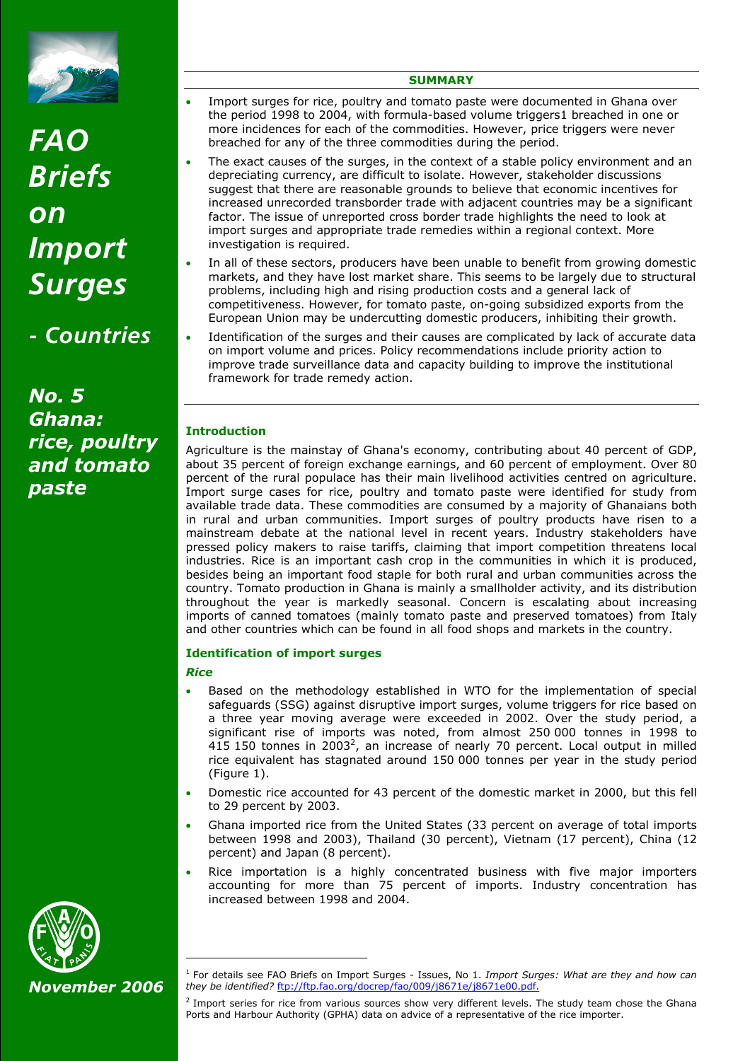# FAO Briefs on Import Surges

## - Countries

## No. 5 Ghana: rice, poultry and tomato paste

*November 2006*

**SUMMARY**

- Import surges for rice, poultry and tomato paste were documented in Ghana over the period 1998 to 2004, with formula-based volume triggers1 breached in one or more incidences for each of the commodities. However, price triggers were never breached for any of the three commodities during the period.
- The exact causes of the surges, in the context of a stable policy environment and an depreciating currency, are difficult to isolate. However, stakeholder discussions suggest that there are reasonable grounds to believe that economic incentives for increased unrecorded transborder trade with adjacent countries may be a significant factor. The issue of unreported cross border trade highlights the need to look at import surges and appropriate trade remedies within a regional context. More investigation is required.
- In all of these sectors, producers have been unable to benefit from growing domestic markets, and they have lost market share. This seems to be largely due to structural problems, including high and rising production costs and a general lack of competitiveness. However, for tomato paste, on-going subsidized exports from the European Union may be undercutting domestic producers, inhibiting their growth.
- Identification of the surges and their causes are complicated by lack of accurate data on import volume and prices. Policy recommendations include priority action to improve trade surveillance data and capacity building to improve the institutional framework for trade remedy action.

### Introduction

Agriculture is the mainstay of Ghana's economy, contributing about 40 percent of GDP, about 35 percent of foreign exchange earnings, and 60 percent of employment. Over 80 percent of the rural populace has their main livelihood activities centred on agriculture. Import surge cases for rice, poultry and tomato paste were identified for study from available trade data. These commodities are consumed by a majority of Ghanaians both in rural and urban communities. Import surges of poultry products have risen to a mainstream debate at the national level in recent years. Industry stakeholders have pressed policy makers to raise tariffs, claiming that import competition threatens local industries. Rice is an important cash crop in the communities in which it is produced, besides being an important food staple for both rural and urban communities across the country. Tomato production in Ghana is mainly a smallholder activity, and its distribution throughout the year is markedly seasonal. Concern is escalating about increasing imports of canned tomatoes (mainly tomato paste and preserved tomatoes) from Italy and other countries which can be found in all food shops and markets in the country.

### Identification of import surges

#### *Rice*

- Based on the methodology established in WTO for the implementation of special safeguards (SSG) against disruptive import surges, volume triggers for rice based on a three year moving average were exceeded in 2002. Over the study period, a significant rise of imports was noted, from almost 250 000 tonnes in 1998 to 415 150 tonnes in 2003[2], an increase of nearly 70 percent. Local output in milled rice equivalent has stagnated around 150 000 tonnes per year in the study period (Figure 1).
- Domestic rice accounted for 43 percent of the domestic market in 2000, but this fell to 29 percent by 2003.
- Ghana imported rice from the United States (33 percent on average of total imports between 1998 and 2003), Thailand (30 percent), Vietnam (17 percent), China (12 percent) and Japan (8 percent).
- Rice importation is a highly concentrated business with five major importers accounting for more than 75 percent of imports. Industry concentration has increased between 1998 and 2004.

---

[1] For details see FAO Briefs on Import Surges - Issues, No 1. *Import Surges: What are they and how can they be identified?* ftp://ftp.fao.org/docrep/fao/009/j8671e/j8671e00.pdf.

[2] Import series for rice from various sources show very different levels. The study team chose the Ghana Ports and Harbour Authority (GPHA) data on advice of a representative of the rice importer.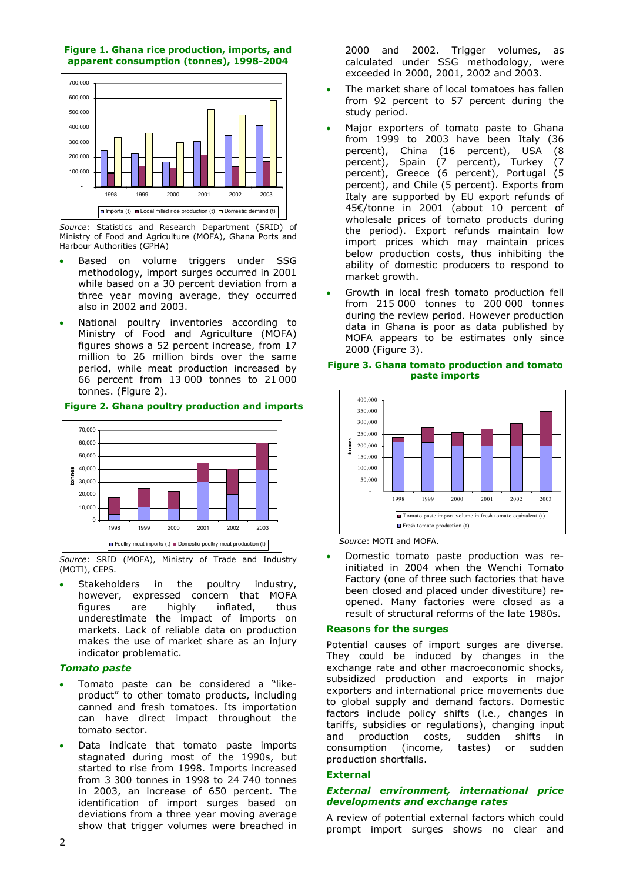**Figure 1. Ghana rice production, imports, and apparent consumption (tonnes), 1998-2004**

*Source*: Statistics and Research Department (SRID) of Ministry of Food and Agriculture (MOFA), Ghana Ports and Harbour Authorities (GPHA)

- Based on volume triggers under SSG methodology, import surges occurred in 2001 while based on a 30 percent deviation from a three year moving average, they occurred also in 2002 and 2003.
- National poultry inventories according to Ministry of Food and Agriculture (MOFA) figures shows a 52 percent increase, from 17 million to 26 million birds over the same period, while meat production increased by 66 percent from 13 000 tonnes to 21 000 tonnes. (Figure 2).

**Figure 2. Ghana poultry production and imports**

*Source*: SRID (MOFA), Ministry of Trade and Industry (MOTI), CEPS.

- Stakeholders in the poultry industry, however, expressed concern that MOFA figures are highly inflated, thus underestimate the impact of imports on markets. Lack of reliable data on production makes the use of market share as an injury indicator problematic.

### *Tomato paste*

- Tomato paste can be considered a "like-product" to other tomato products, including canned and fresh tomatoes. Its importation can have direct impact throughout the tomato sector.
- Data indicate that tomato paste imports stagnated during most of the 1990s, but started to rise from 1998. Imports increased from 3 300 tonnes in 1998 to 24 740 tonnes in 2003, an increase of 650 percent. The identification of import surges based on deviations from a three year moving average show that trigger volumes were breached in 2000 and 2002. Trigger volumes, as calculated under SSG methodology, were exceeded in 2000, 2001, 2002 and 2003.
- The market share of local tomatoes has fallen from 92 percent to 57 percent during the study period.
- Major exporters of tomato paste to Ghana from 1999 to 2003 have been Italy (36 percent), China (16 percent), USA (8 percent), Spain (7 percent), Turkey (7 percent), Greece (6 percent), Portugal (5 percent), and Chile (5 percent). Exports from Italy are supported by EU export refunds of 45€/tonne in 2001 (about 10 percent of wholesale prices of tomato products during the period). Export refunds maintain low import prices which may maintain prices below production costs, thus inhibiting the ability of domestic producers to respond to market growth.
- Growth in local fresh tomato production fell from 215 000 tonnes to 200 000 tonnes during the review period. However production data in Ghana is poor as data published by MOFA appears to be estimates only since 2000 (Figure 3).

**Figure 3. Ghana tomato production and tomato paste imports**

*Source*: MOTI and MOFA.

- Domestic tomato paste production was re-initiated in 2004 when the Wenchi Tomato Factory (one of three such factories that have been closed and placed under divestiture) re-opened. Many factories were closed as a result of structural reforms of the late 1980s.

## Reasons for the surges

Potential causes of import surges are diverse. They could be induced by changes in the exchange rate and other macroeconomic shocks, subsidized production and exports in major exporters and international price movements due to global supply and demand factors. Domestic factors include policy shifts (i.e., changes in tariffs, subsidies or regulations), changing input and production costs, sudden shifts in consumption (income, tastes) or sudden production shortfalls.

### External

#### *External environment, international price developments and exchange rates*

A review of potential external factors which could prompt import surges shows no clear and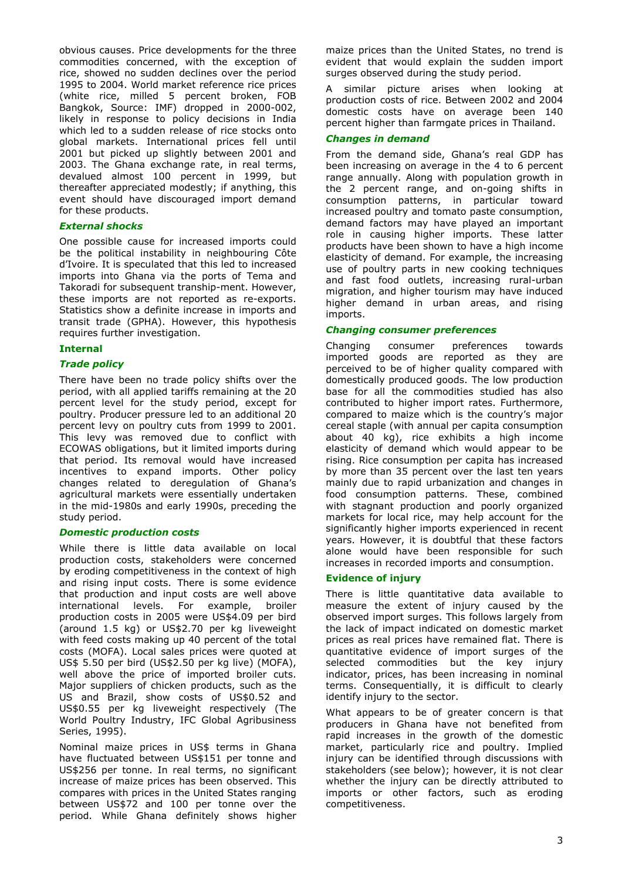obvious causes. Price developments for the three commodities concerned, with the exception of rice, showed no sudden declines over the period 1995 to 2004. World market reference rice prices (white rice, milled 5 percent broken, FOB Bangkok, Source: IMF) dropped in 2000-002, likely in response to policy decisions in India which led to a sudden release of rice stocks onto global markets. International prices fell until 2001 but picked up slightly between 2001 and 2003. The Ghana exchange rate, in real terms, devalued almost 100 percent in 1999, but thereafter appreciated modestly; if anything, this event should have discouraged import demand for these products.

### *External shocks*

One possible cause for increased imports could be the political instability in neighbouring Côte d'Ivoire. It is speculated that this led to increased imports into Ghana via the ports of Tema and Takoradi for subsequent tranship-ment. However, these imports are not reported as re-exports. Statistics show a definite increase in imports and transit trade (GPHA). However, this hypothesis requires further investigation.

## Internal

### *Trade policy*

There have been no trade policy shifts over the period, with all applied tariffs remaining at the 20 percent level for the study period, except for poultry. Producer pressure led to an additional 20 percent levy on poultry cuts from 1999 to 2001. This levy was removed due to conflict with ECOWAS obligations, but it limited imports during that period. Its removal would have increased incentives to expand imports. Other policy changes related to deregulation of Ghana's agricultural markets were essentially undertaken in the mid-1980s and early 1990s, preceding the study period.

### *Domestic production costs*

While there is little data available on local production costs, stakeholders were concerned by eroding competitiveness in the context of high and rising input costs. There is some evidence that production and input costs are well above international levels. For example, broiler production costs in 2005 were US$4.09 per bird (around 1.5 kg) or US$2.70 per kg liveweight with feed costs making up 40 percent of the total costs (MOFA). Local sales prices were quoted at US$ 5.50 per bird (US$2.50 per kg live) (MOFA), well above the price of imported broiler cuts. Major suppliers of chicken products, such as the US and Brazil, show costs of US$0.52 and US$0.55 per kg liveweight respectively (The World Poultry Industry, IFC Global Agribusiness Series, 1995).

Nominal maize prices in US$ terms in Ghana have fluctuated between US$151 per tonne and US$256 per tonne. In real terms, no significant increase of maize prices has been observed. This compares with prices in the United States ranging between US$72 and 100 per tonne over the period. While Ghana definitely shows higher maize prices than the United States, no trend is evident that would explain the sudden import surges observed during the study period.

A similar picture arises when looking at production costs of rice. Between 2002 and 2004 domestic costs have on average been 140 percent higher than farmgate prices in Thailand.

### *Changes in demand*

From the demand side, Ghana's real GDP has been increasing on average in the 4 to 6 percent range annually. Along with population growth in the 2 percent range, and on-going shifts in consumption patterns, in particular toward increased poultry and tomato paste consumption, demand factors may have played an important role in causing higher imports. These latter products have been shown to have a high income elasticity of demand. For example, the increasing use of poultry parts in new cooking techniques and fast food outlets, increasing rural-urban migration, and higher tourism may have induced higher demand in urban areas, and rising imports.

### *Changing consumer preferences*

Changing consumer preferences towards imported goods are reported as they are perceived to be of higher quality compared with domestically produced goods. The low production base for all the commodities studied has also contributed to higher import rates. Furthermore, compared to maize which is the country's major cereal staple (with annual per capita consumption about 40 kg), rice exhibits a high income elasticity of demand which would appear to be rising. Rice consumption per capita has increased by more than 35 percent over the last ten years mainly due to rapid urbanization and changes in food consumption patterns. These, combined with stagnant production and poorly organized markets for local rice, may help account for the significantly higher imports experienced in recent years. However, it is doubtful that these factors alone would have been responsible for such increases in recorded imports and consumption.

## Evidence of injury

There is little quantitative data available to measure the extent of injury caused by the observed import surges. This follows largely from the lack of impact indicated on domestic market prices as real prices have remained flat. There is quantitative evidence of import surges of the selected commodities but the key injury indicator, prices, has been increasing in nominal terms. Consequentially, it is difficult to clearly identify injury to the sector.

What appears to be of greater concern is that producers in Ghana have not benefited from rapid increases in the growth of the domestic market, particularly rice and poultry. Implied injury can be identified through discussions with stakeholders (see below); however, it is not clear whether the injury can be directly attributed to imports or other factors, such as eroding competitiveness.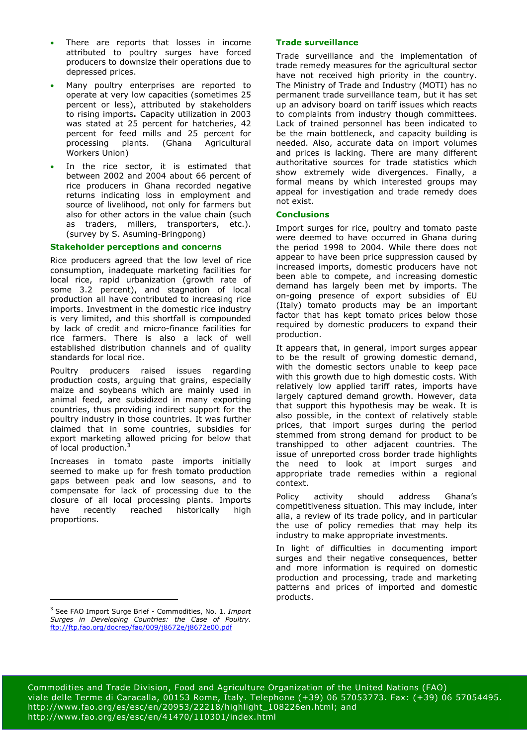- There are reports that losses in income attributed to poultry surges have forced producers to downsize their operations due to depressed prices.
- Many poultry enterprises are reported to operate at very low capacities (sometimes 25 percent or less), attributed by stakeholders to rising imports**.** Capacity utilization in 2003 was stated at 25 percent for hatcheries, 42 percent for feed mills and 25 percent for processing plants. (Ghana Agricultural Workers Union)
- In the rice sector, it is estimated that between 2002 and 2004 about 66 percent of rice producers in Ghana recorded negative returns indicating loss in employment and source of livelihood, not only for farmers but also for other actors in the value chain (such as traders, millers, transporters, etc.). (survey by S. Asuming-Bringpong)

## Stakeholder perceptions and concerns

Rice producers agreed that the low level of rice consumption, inadequate marketing facilities for local rice, rapid urbanization (growth rate of some 3.2 percent), and stagnation of local production all have contributed to increasing rice imports. Investment in the domestic rice industry is very limited, and this shortfall is compounded by lack of credit and micro-finance facilities for rice farmers. There is also a lack of well established distribution channels and of quality standards for local rice.

Poultry producers raised issues regarding production costs, arguing that grains, especially maize and soybeans which are mainly used in animal feed, are subsidized in many exporting countries, thus providing indirect support for the poultry industry in those countries. It was further claimed that in some countries, subsidies for export marketing allowed pricing for below that of local production.[3]

Increases in tomato paste imports initially seemed to make up for fresh tomato production gaps between peak and low seasons, and to compensate for lack of processing due to the closure of all local processing plants. Imports have recently reached historically high proportions.

## Trade surveillance

Trade surveillance and the implementation of trade remedy measures for the agricultural sector have not received high priority in the country. The Ministry of Trade and Industry (MOTI) has no permanent trade surveillance team, but it has set up an advisory board on tariff issues which reacts to complaints from industry though committees. Lack of trained personnel has been indicated to be the main bottleneck, and capacity building is needed. Also, accurate data on import volumes and prices is lacking. There are many different authoritative sources for trade statistics which show extremely wide divergences. Finally, a formal means by which interested groups may appeal for investigation and trade remedy does not exist.

## Conclusions

Import surges for rice, poultry and tomato paste were deemed to have occurred in Ghana during the period 1998 to 2004. While there does not appear to have been price suppression caused by increased imports, domestic producers have not been able to compete, and increasing domestic demand has largely been met by imports. The on-going presence of export subsidies of EU (Italy) tomato products may be an important factor that has kept tomato prices below those required by domestic producers to expand their production.

It appears that, in general, import surges appear to be the result of growing domestic demand, with the domestic sectors unable to keep pace with this growth due to high domestic costs. With relatively low applied tariff rates, imports have largely captured demand growth. However, data that support this hypothesis may be weak. It is also possible, in the context of relatively stable prices, that import surges during the period stemmed from strong demand for product to be transhipped to other adjacent countries. The issue of unreported cross border trade highlights the need to look at import surges and appropriate trade remedies within a regional context.

Policy activity should address Ghana's competitiveness situation. This may include, inter alia, a review of its trade policy, and in particular the use of policy remedies that may help its industry to make appropriate investments.

In light of difficulties in documenting import surges and their negative consequences, better and more information is required on domestic production and processing, trade and marketing patterns and prices of imported and domestic products.

---

[3] See FAO Import Surge Brief - Commodities, No. 1. *Import Surges in Developing Countries: the Case of Poultry.* ftp://ftp.fao.org/docrep/fao/009/j8672e/j8672e00.pdf

Commodities and Trade Division, Food and Agriculture Organization of the United Nations (FAO)
viale delle Terme di Caracalla, 00153 Rome, Italy. Telephone (+39) 06 57053773. Fax: (+39) 06 57054495.
http://www.fao.org/es/esc/en/20953/22218/highlight_108226en.html; and
http://www.fao.org/es/esc/en/41470/110301/index.html